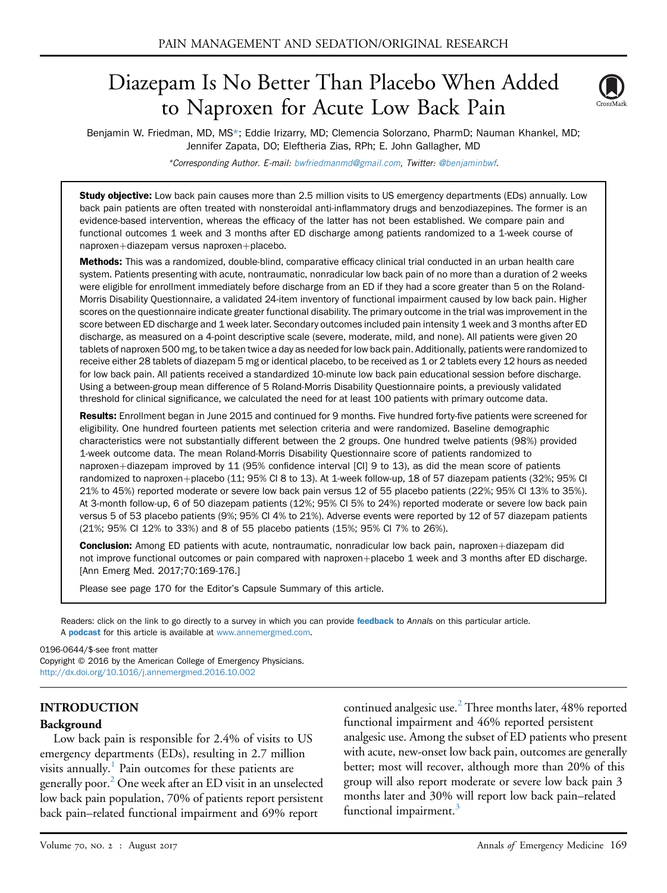PAIN MANAGEMENT AND SEDATION/ORIGINAL RESEARCH

# Diazepam Is No Better Than Placebo When Added to Naproxen for Acute Low Back Pain

Benjamin W. Friedman, MD, MS*; Eddie Irizarry, MD; Clemencia Solorzano, PharmD; Nauman Khankel, MD; Jennifer Zapata, DO; Eleftheria Zias, RPh; E. John Gallagher, MD

*Corresponding Author. E-mail: bwfriedmanmd@gmail.com, Twitter: @benjaminbwf.

**Study objective:** Low back pain causes more than 2.5 million visits to US emergency departments (EDs) annually. Low back pain patients are often treated with nonsteroidal anti-inflammatory drugs and benzodiazepines. The former is an evidence-based intervention, whereas the efficacy of the latter has not been established. We compare pain and functional outcomes 1 week and 3 months after ED discharge among patients randomized to a 1-week course of naproxen+diazepam versus naproxen+placebo.

**Methods:** This was a randomized, double-blind, comparative efficacy clinical trial conducted in an urban health care system. Patients presenting with acute, nontraumatic, nonradicular low back pain of no more than a duration of 2 weeks were eligible for enrollment immediately before discharge from an ED if they had a score greater than 5 on the Roland-Morris Disability Questionnaire, a validated 24-item inventory of functional impairment caused by low back pain. Higher scores on the questionnaire indicate greater functional disability. The primary outcome in the trial was improvement in the score between ED discharge and 1 week later. Secondary outcomes included pain intensity 1 week and 3 months after ED discharge, as measured on a 4-point descriptive scale (severe, moderate, mild, and none). All patients were given 20 tablets of naproxen 500 mg, to be taken twice a day as needed for low back pain. Additionally, patients were randomized to receive either 28 tablets of diazepam 5 mg or identical placebo, to be received as 1 or 2 tablets every 12 hours as needed for low back pain. All patients received a standardized 10-minute low back pain educational session before discharge. Using a between-group mean difference of 5 Roland-Morris Disability Questionnaire points, a previously validated threshold for clinical significance, we calculated the need for at least 100 patients with primary outcome data.

**Results:** Enrollment began in June 2015 and continued for 9 months. Five hundred forty-five patients were screened for eligibility. One hundred fourteen patients met selection criteria and were randomized. Baseline demographic characteristics were not substantially different between the 2 groups. One hundred twelve patients (98%) provided 1-week outcome data. The mean Roland-Morris Disability Questionnaire score of patients randomized to naproxen+diazepam improved by 11 (95% confidence interval [CI] 9 to 13), as did the mean score of patients randomized to naproxen+placebo (11; 95% CI 8 to 13). At 1-week follow-up, 18 of 57 diazepam patients (32%; 95% CI 21% to 45%) reported moderate or severe low back pain versus 12 of 55 placebo patients (22%; 95% CI 13% to 35%). At 3-month follow-up, 6 of 50 diazepam patients (12%; 95% CI 5% to 24%) reported moderate or severe low back pain versus 5 of 53 placebo patients (9%; 95% CI 4% to 21%). Adverse events were reported by 12 of 57 diazepam patients (21%; 95% CI 12% to 33%) and 8 of 55 placebo patients (15%; 95% CI 7% to 26%).

**Conclusion:** Among ED patients with acute, nontraumatic, nonradicular low back pain, naproxen+diazepam did not improve functional outcomes or pain compared with naproxen+placebo 1 week and 3 months after ED discharge. [Ann Emerg Med. 2017;70:169-176.]

Please see page 170 for the Editor's Capsule Summary of this article.

Readers: click on the link to go directly to a survey in which you can provide **feedback** to *Annals* on this particular article.
A **podcast** for this article is available at www.annemergmed.com.

0196-0644/$-see front matter
Copyright © 2016 by the American College of Emergency Physicians.
http://dx.doi.org/10.1016/j.annemergmed.2016.10.002

## INTRODUCTION

### Background

Low back pain is responsible for 2.4% of visits to US emergency departments (EDs), resulting in 2.7 million visits annually.[1] Pain outcomes for these patients are generally poor.[2] One week after an ED visit in an unselected low back pain population, 70% of patients report persistent back pain–related functional impairment and 69% report continued analgesic use.[2] Three months later, 48% reported functional impairment and 46% reported persistent analgesic use. Among the subset of ED patients who present with acute, new-onset low back pain, outcomes are generally better; most will recover, although more than 20% of this group will also report moderate or severe low back pain 3 months later and 30% will report low back pain–related functional impairment.[3]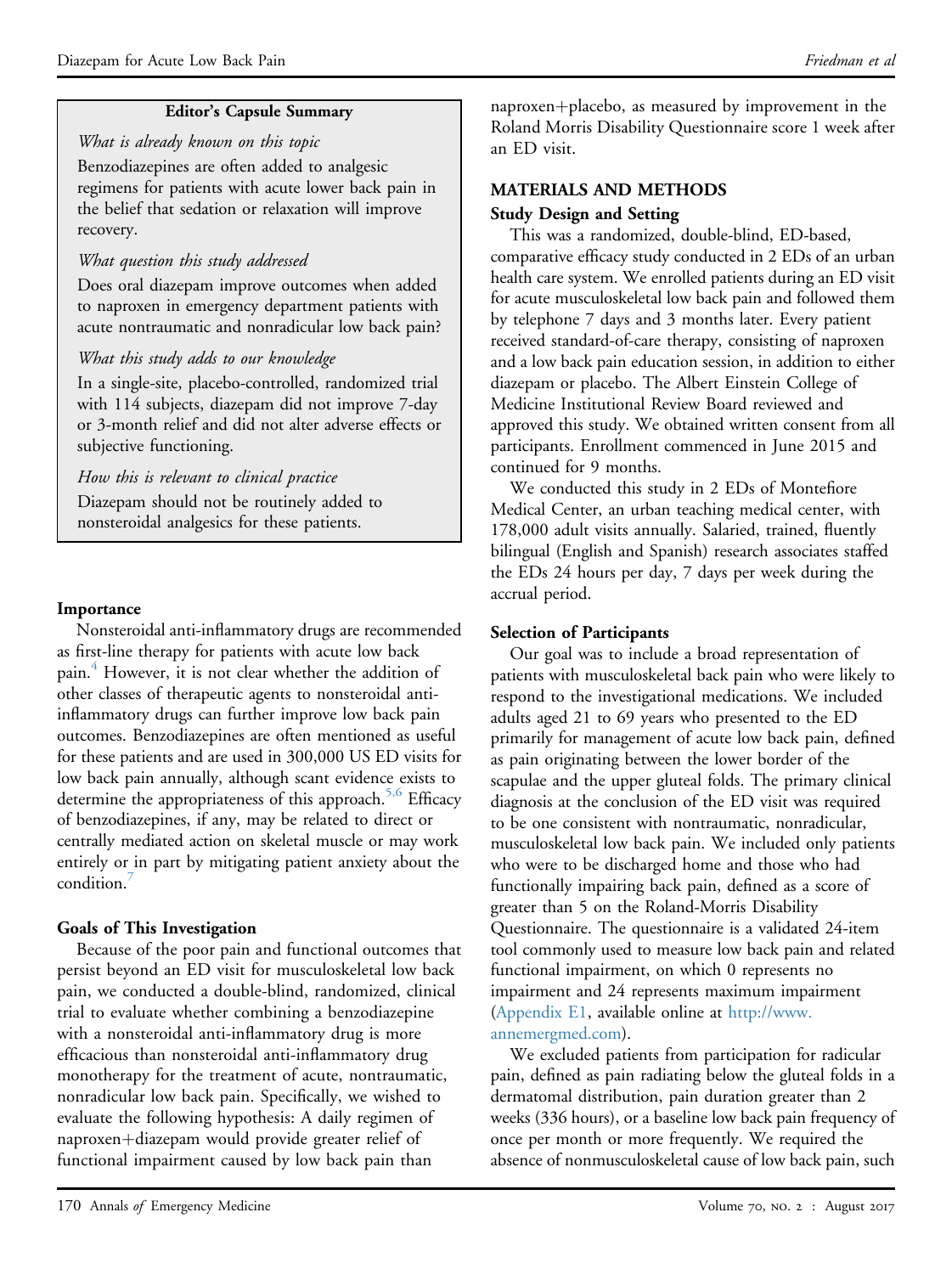**Editor's Capsule Summary**

*What is already known on this topic*

Benzodiazepines are often added to analgesic regimens for patients with acute lower back pain in the belief that sedation or relaxation will improve recovery.

*What question this study addressed*

Does oral diazepam improve outcomes when added to naproxen in emergency department patients with acute nontraumatic and nonradicular low back pain?

*What this study adds to our knowledge*

In a single-site, placebo-controlled, randomized trial with 114 subjects, diazepam did not improve 7-day or 3-month relief and did not alter adverse effects or subjective functioning.

*How this is relevant to clinical practice*

Diazepam should not be routinely added to nonsteroidal analgesics for these patients.

### Importance

Nonsteroidal anti-inflammatory drugs are recommended as first-line therapy for patients with acute low back pain.[4] However, it is not clear whether the addition of other classes of therapeutic agents to nonsteroidal anti-inflammatory drugs can further improve low back pain outcomes. Benzodiazepines are often mentioned as useful for these patients and are used in 300,000 US ED visits for low back pain annually, although scant evidence exists to determine the appropriateness of this approach.[5,6] Efficacy of benzodiazepines, if any, may be related to direct or centrally mediated action on skeletal muscle or may work entirely or in part by mitigating patient anxiety about the condition.[7]

### Goals of This Investigation

Because of the poor pain and functional outcomes that persist beyond an ED visit for musculoskeletal low back pain, we conducted a double-blind, randomized, clinical trial to evaluate whether combining a benzodiazepine with a nonsteroidal anti-inflammatory drug is more efficacious than nonsteroidal anti-inflammatory drug monotherapy for the treatment of acute, nontraumatic, nonradicular low back pain. Specifically, we wished to evaluate the following hypothesis: A daily regimen of naproxen+diazepam would provide greater relief of functional impairment caused by low back pain than naproxen+placebo, as measured by improvement in the Roland Morris Disability Questionnaire score 1 week after an ED visit.

## MATERIALS AND METHODS

### Study Design and Setting

This was a randomized, double-blind, ED-based, comparative efficacy study conducted in 2 EDs of an urban health care system. We enrolled patients during an ED visit for acute musculoskeletal low back pain and followed them by telephone 7 days and 3 months later. Every patient received standard-of-care therapy, consisting of naproxen and a low back pain education session, in addition to either diazepam or placebo. The Albert Einstein College of Medicine Institutional Review Board reviewed and approved this study. We obtained written consent from all participants. Enrollment commenced in June 2015 and continued for 9 months.

We conducted this study in 2 EDs of Montefiore Medical Center, an urban teaching medical center, with 178,000 adult visits annually. Salaried, trained, fluently bilingual (English and Spanish) research associates staffed the EDs 24 hours per day, 7 days per week during the accrual period.

### Selection of Participants

Our goal was to include a broad representation of patients with musculoskeletal back pain who were likely to respond to the investigational medications. We included adults aged 21 to 69 years who presented to the ED primarily for management of acute low back pain, defined as pain originating between the lower border of the scapulae and the upper gluteal folds. The primary clinical diagnosis at the conclusion of the ED visit was required to be one consistent with nontraumatic, nonradicular, musculoskeletal low back pain. We included only patients who were to be discharged home and those who had functionally impairing back pain, defined as a score of greater than 5 on the Roland-Morris Disability Questionnaire. The questionnaire is a validated 24-item tool commonly used to measure low back pain and related functional impairment, on which 0 represents no impairment and 24 represents maximum impairment (Appendix E1, available online at http://www.annemergmed.com).

We excluded patients from participation for radicular pain, defined as pain radiating below the gluteal folds in a dermatomal distribution, pain duration greater than 2 weeks (336 hours), or a baseline low back pain frequency of once per month or more frequently. We required the absence of nonmusculoskeletal cause of low back pain, such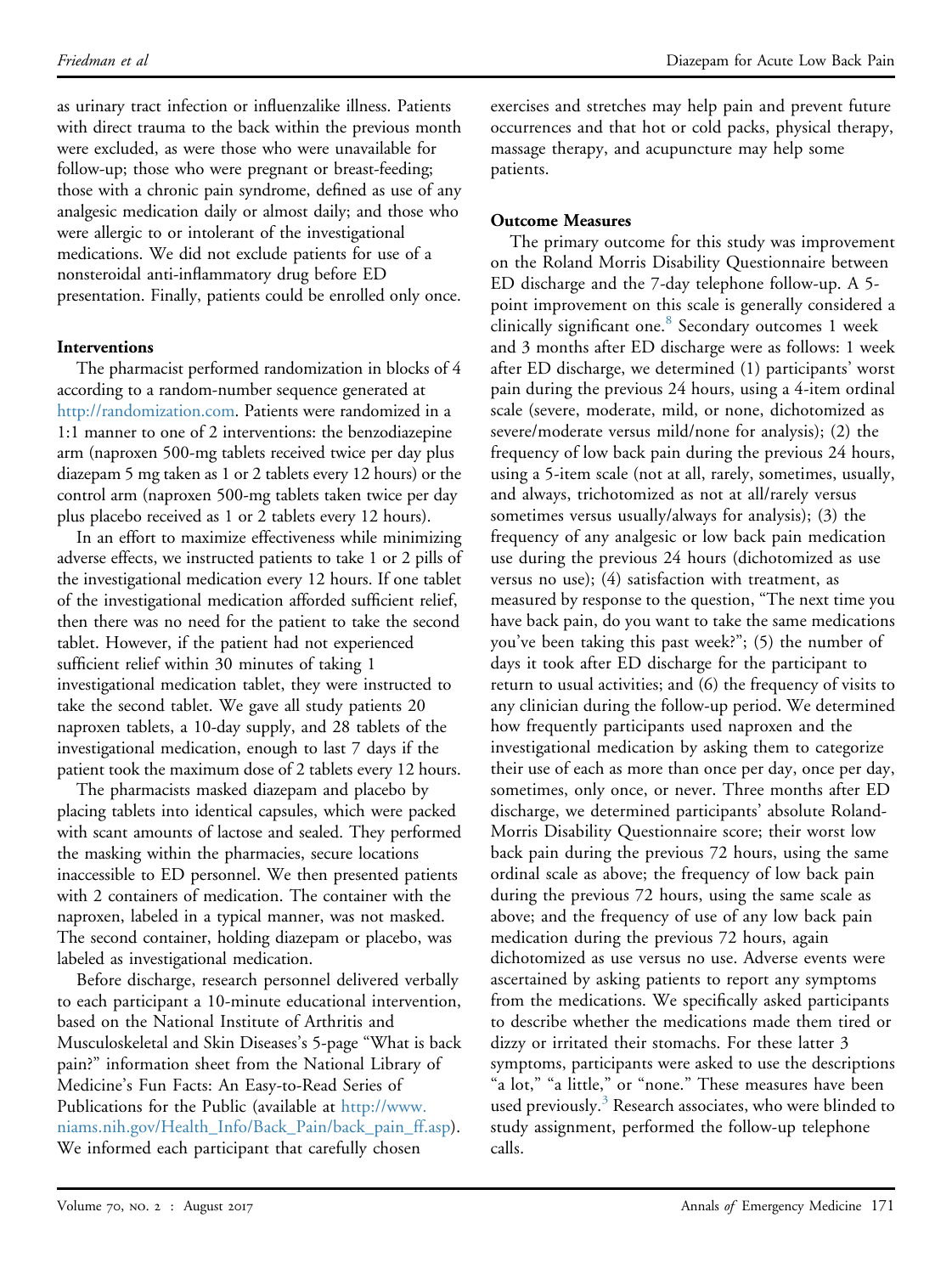as urinary tract infection or influenzalike illness. Patients with direct trauma to the back within the previous month were excluded, as were those who were unavailable for follow-up; those who were pregnant or breast-feeding; those with a chronic pain syndrome, defined as use of any analgesic medication daily or almost daily; and those who were allergic to or intolerant of the investigational medications. We did not exclude patients for use of a nonsteroidal anti-inflammatory drug before ED presentation. Finally, patients could be enrolled only once.

### Interventions

The pharmacist performed randomization in blocks of 4 according to a random-number sequence generated at http://randomization.com. Patients were randomized in a 1:1 manner to one of 2 interventions: the benzodiazepine arm (naproxen 500-mg tablets received twice per day plus diazepam 5 mg taken as 1 or 2 tablets every 12 hours) or the control arm (naproxen 500-mg tablets taken twice per day plus placebo received as 1 or 2 tablets every 12 hours).

In an effort to maximize effectiveness while minimizing adverse effects, we instructed patients to take 1 or 2 pills of the investigational medication every 12 hours. If one tablet of the investigational medication afforded sufficient relief, then there was no need for the patient to take the second tablet. However, if the patient had not experienced sufficient relief within 30 minutes of taking 1 investigational medication tablet, they were instructed to take the second tablet. We gave all study patients 20 naproxen tablets, a 10-day supply, and 28 tablets of the investigational medication, enough to last 7 days if the patient took the maximum dose of 2 tablets every 12 hours.

The pharmacists masked diazepam and placebo by placing tablets into identical capsules, which were packed with scant amounts of lactose and sealed. They performed the masking within the pharmacies, secure locations inaccessible to ED personnel. We then presented patients with 2 containers of medication. The container with the naproxen, labeled in a typical manner, was not masked. The second container, holding diazepam or placebo, was labeled as investigational medication.

Before discharge, research personnel delivered verbally to each participant a 10-minute educational intervention, based on the National Institute of Arthritis and Musculoskeletal and Skin Diseases's 5-page "What is back pain?" information sheet from the National Library of Medicine's Fun Facts: An Easy-to-Read Series of Publications for the Public (available at http://www.niams.nih.gov/Health_Info/Back_Pain/back_pain_ff.asp). We informed each participant that carefully chosen exercises and stretches may help pain and prevent future occurrences and that hot or cold packs, physical therapy, massage therapy, and acupuncture may help some patients.

### Outcome Measures

The primary outcome for this study was improvement on the Roland Morris Disability Questionnaire between ED discharge and the 7-day telephone follow-up. A 5-point improvement on this scale is generally considered a clinically significant one.[8] Secondary outcomes 1 week and 3 months after ED discharge were as follows: 1 week after ED discharge, we determined (1) participants' worst pain during the previous 24 hours, using a 4-item ordinal scale (severe, moderate, mild, or none, dichotomized as severe/moderate versus mild/none for analysis); (2) the frequency of low back pain during the previous 24 hours, using a 5-item scale (not at all, rarely, sometimes, usually, and always, trichotomized as not at all/rarely versus sometimes versus usually/always for analysis); (3) the frequency of any analgesic or low back pain medication use during the previous 24 hours (dichotomized as use versus no use); (4) satisfaction with treatment, as measured by response to the question, "The next time you have back pain, do you want to take the same medications you've been taking this past week?"; (5) the number of days it took after ED discharge for the participant to return to usual activities; and (6) the frequency of visits to any clinician during the follow-up period. We determined how frequently participants used naproxen and the investigational medication by asking them to categorize their use of each as more than once per day, once per day, sometimes, only once, or never. Three months after ED discharge, we determined participants' absolute Roland-Morris Disability Questionnaire score; their worst low back pain during the previous 72 hours, using the same ordinal scale as above; the frequency of low back pain during the previous 72 hours, using the same scale as above; and the frequency of use of any low back pain medication during the previous 72 hours, again dichotomized as use versus no use. Adverse events were ascertained by asking patients to report any symptoms from the medications. We specifically asked participants to describe whether the medications made them tired or dizzy or irritated their stomachs. For these latter 3 symptoms, participants were asked to use the descriptions "a lot," "a little," or "none." These measures have been used previously.[3] Research associates, who were blinded to study assignment, performed the follow-up telephone calls.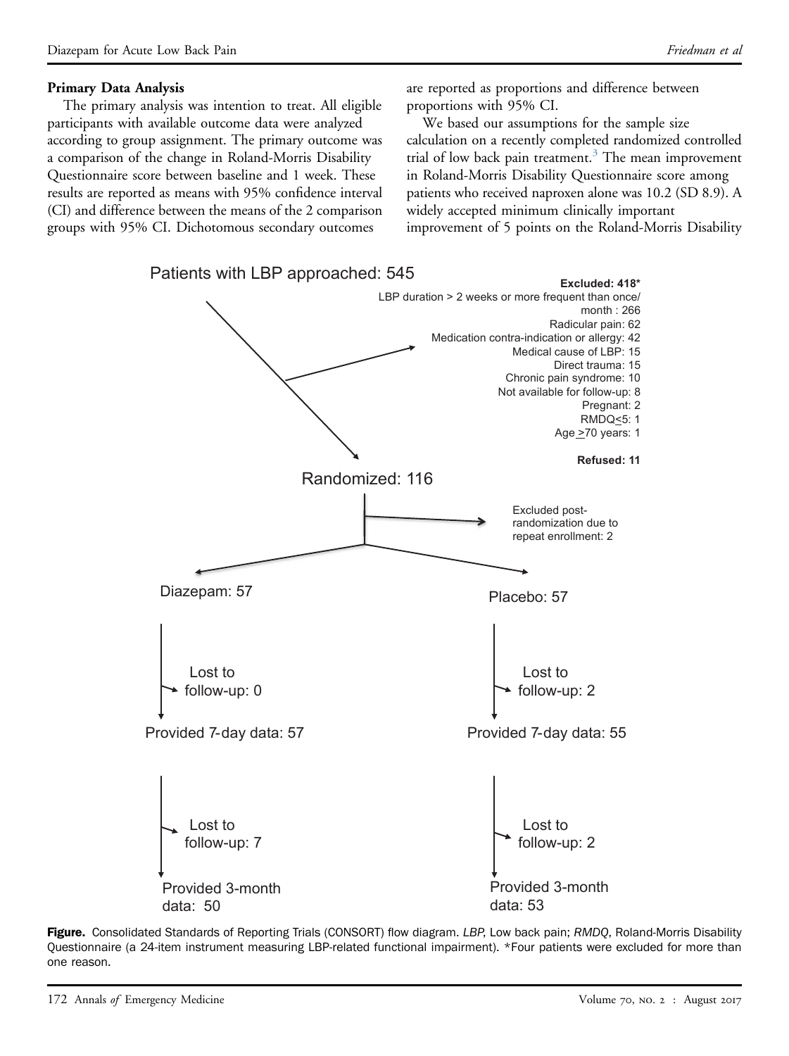### Primary Data Analysis

The primary analysis was intention to treat. All eligible participants with available outcome data were analyzed according to group assignment. The primary outcome was a comparison of the change in Roland-Morris Disability Questionnaire score between baseline and 1 week. These results are reported as means with 95% confidence interval (CI) and difference between the means of the 2 comparison groups with 95% CI. Dichotomous secondary outcomes are reported as proportions and difference between proportions with 95% CI.

We based our assumptions for the sample size calculation on a recently completed randomized controlled trial of low back pain treatment.[3] The mean improvement in Roland-Morris Disability Questionnaire score among patients who received naproxen alone was 10.2 (SD 8.9). A widely accepted minimum clinically important improvement of 5 points on the Roland-Morris Disability

Patients with LBP approached: 545

**Excluded: 418***
LBP duration > 2 weeks or more frequent than once/month : 266
Radicular pain: 62
Medication contra-indication or allergy: 42
Medical cause of LBP: 15
Direct trauma: 15
Chronic pain syndrome: 10
Not available for follow-up: 8
Pregnant: 2
RMDQ≤5: 1
Age ≥70 years: 1

**Refused: 11**

Randomized: 116

Excluded post-randomization due to repeat enrollment: 2

Diazepam: 57
Lost to follow-up: 0
Provided 7-day data: 57
Lost to follow-up: 7
Provided 3-month data: 50

Placebo: 57
Lost to follow-up: 2
Provided 7-day data: 55
Lost to follow-up: 2
Provided 3-month data: 53

**Figure.** Consolidated Standards of Reporting Trials (CONSORT) flow diagram. *LBP*, Low back pain; *RMDQ*, Roland-Morris Disability Questionnaire (a 24-item instrument measuring LBP-related functional impairment). *Four patients were excluded for more than one reason.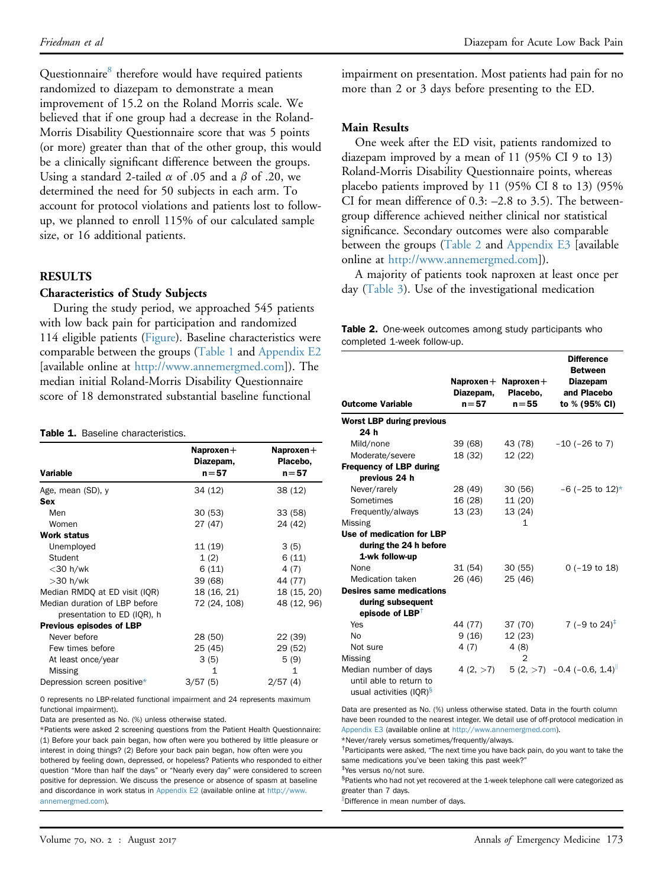Questionnaire[8] therefore would have required patients randomized to diazepam to demonstrate a mean improvement of 15.2 on the Roland Morris scale. We believed that if one group had a decrease in the Roland-Morris Disability Questionnaire score that was 5 points (or more) greater than that of the other group, this would be a clinically significant difference between the groups. Using a standard 2-tailed $\alpha$ of .05 and a $\beta$ of .20, we determined the need for 50 subjects in each arm. To account for protocol violations and patients lost to follow-up, we planned to enroll 115% of our calculated sample size, or 16 additional patients.

## RESULTS

### Characteristics of Study Subjects

During the study period, we approached 545 patients with low back pain for participation and randomized 114 eligible patients (Figure). Baseline characteristics were comparable between the groups (Table 1 and Appendix E2 [available online at http://www.annemergmed.com]). The median initial Roland-Morris Disability Questionnaire score of 18 demonstrated substantial baseline functional impairment on presentation. Most patients had pain for no more than 2 or 3 days before presenting to the ED.

**Table 1.** Baseline characteristics.

| Variable | Naproxen+ Diazepam, n=57 | Naproxen+ Placebo, n=57 |
|---|---|---|
| Age, mean (SD), y | 34 (12) | 38 (12) |
| **Sex** | | |
| Men | 30 (53) | 33 (58) |
| Women | 27 (47) | 24 (42) |
| **Work status** | | |
| Unemployed | 11 (19) | 3 (5) |
| Student | 1 (2) | 6 (11) |
| <30 h/wk | 6 (11) | 4 (7) |
| >30 h/wk | 39 (68) | 44 (77) |
| Median RMDQ at ED visit (IQR) | 18 (16, 21) | 18 (15, 20) |
| Median duration of LBP before presentation to ED (IQR), h | 72 (24, 108) | 48 (12, 96) |
| **Previous episodes of LBP** | | |
| Never before | 28 (50) | 22 (39) |
| Few times before | 25 (45) | 29 (52) |
| At least once/year | 3 (5) | 5 (9) |
| Missing | 1 | 1 |
| Depression screen positive* | 3/57 (5) | 2/57 (4) |

0 represents no LBP-related functional impairment and 24 represents maximum functional impairment).

Data are presented as No. (%) unless otherwise stated.

*Patients were asked 2 screening questions from the Patient Health Questionnaire: (1) Before your back pain began, how often were you bothered by little pleasure or interest in doing things? (2) Before your back pain began, how often were you bothered by feeling down, depressed, or hopeless? Patients who responded to either question "More than half the days" or "Nearly every day" were considered to screen positive for depression. We discuss the presence or absence of spasm at baseline and discordance in work status in Appendix E2 (available online at http://www.annemergmed.com).

### Main Results

One week after the ED visit, patients randomized to diazepam improved by a mean of 11 (95% CI 9 to 13) Roland-Morris Disability Questionnaire points, whereas placebo patients improved by 11 (95% CI 8 to 13) (95% CI for mean difference of 0.3: –2.8 to 3.5). The between-group difference achieved neither clinical nor statistical significance. Secondary outcomes were also comparable between the groups (Table 2 and Appendix E3 [available online at http://www.annemergmed.com]).

A majority of patients took naproxen at least once per day (Table 3). Use of the investigational medication

**Table 2.** One-week outcomes among study participants who completed 1-week follow-up.

| Outcome Variable | Naproxen+ Diazepam, n=57 | Naproxen+ Placebo, n=55 | Difference Between Diazepam and Placebo to % (95% CI) |
|---|---|---|---|
| **Worst LBP during previous 24 h** | | | |
| Mild/none | 39 (68) | 43 (78) | −10 (−26 to 7) |
| Moderate/severe | 18 (32) | 12 (22) | |
| **Frequency of LBP during previous 24 h** | | | |
| Never/rarely | 28 (49) | 30 (56) | −6 (−25 to 12)* |
| Sometimes | 16 (28) | 11 (20) | |
| Frequently/always | 13 (23) | 13 (24) | |
| Missing | | 1 | |
| **Use of medication for LBP during the 24 h before 1-wk follow-up** | | | |
| None | 31 (54) | 30 (55) | 0 (−19 to 18) |
| Medication taken | 26 (46) | 25 (46) | |
| **Desires same medications during subsequent episode of LBP**[†] | | | |
| Yes | 44 (77) | 37 (70) | 7 (−9 to 24)[‡] |
| No | 9 (16) | 12 (23) | |
| Not sure | 4 (7) | 4 (8) | |
| Missing | | 2 | |
| Median number of days until able to return to usual activities (IQR)[§] | 4 (2, >7) | 5 (2, >7) | −0.4 (−0.6, 1.4)[‖] |

Data are presented as No. (%) unless otherwise stated. Data in the fourth column have been rounded to the nearest integer. We detail use of off-protocol medication in Appendix E3 (available online at http://www.annemergmed.com).

*Never/rarely versus sometimes/frequently/always.

[†]Participants were asked, "The next time you have back pain, do you want to take the same medications you've been taking this past week?"

[‡]Yes versus no/not sure.

[§]Patients who had not yet recovered at the 1-week telephone call were categorized as greater than 7 days.

[‖]Difference in mean number of days.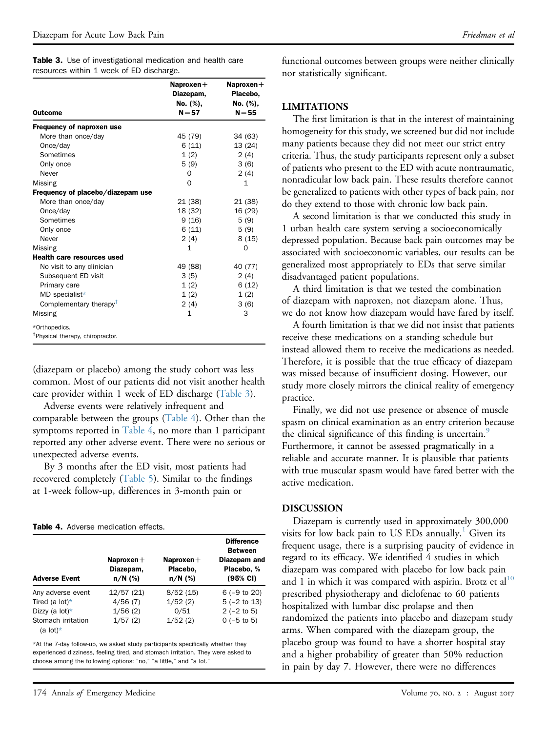**Table 3.** Use of investigational medication and health care resources within 1 week of ED discharge.

| Outcome | Naproxen+ Diazepam, No. (%), N=57 | Naproxen+ Placebo, No. (%), N=55 |
|---|---|---|
| **Frequency of naproxen use** | | |
| More than once/day | 45 (79) | 34 (63) |
| Once/day | 6 (11) | 13 (24) |
| Sometimes | 1 (2) | 2 (4) |
| Only once | 5 (9) | 3 (6) |
| Never | 0 | 2 (4) |
| Missing | 0 | 1 |
| **Frequency of placebo/diazepam use** | | |
| More than once/day | 21 (38) | 21 (38) |
| Once/day | 18 (32) | 16 (29) |
| Sometimes | 9 (16) | 5 (9) |
| Only once | 6 (11) | 5 (9) |
| Never | 2 (4) | 8 (15) |
| Missing | 1 | 0 |
| **Health care resources used** | | |
| No visit to any clinician | 49 (88) | 40 (77) |
| Subsequent ED visit | 3 (5) | 2 (4) |
| Primary care | 1 (2) | 6 (12) |
| MD specialist* | 1 (2) | 1 (2) |
| Complementary therapy† | 2 (4) | 3 (6) |
| Missing | 1 | 3 |

*Orthopedics.
†Physical therapy, chiropractor.

(diazepam or placebo) among the study cohort was less common. Most of our patients did not visit another health care provider within 1 week of ED discharge (Table 3).

Adverse events were relatively infrequent and comparable between the groups (Table 4). Other than the symptoms reported in Table 4, no more than 1 participant reported any other adverse event. There were no serious or unexpected adverse events.

By 3 months after the ED visit, most patients had recovered completely (Table 5). Similar to the findings at 1-week follow-up, differences in 3-month pain or functional outcomes between groups were neither clinically nor statistically significant.

**Table 4.** Adverse medication effects.

| Adverse Event | Naproxen+ Diazepam, n/N (%) | Naproxen+ Placebo, n/N (%) | Difference Between Diazepam and Placebo, % (95% CI) |
|---|---|---|---|
| Any adverse event | 12/57 (21) | 8/52 (15) | 6 (−9 to 20) |
| Tired (a lot)* | 4/56 (7) | 1/52 (2) | 5 (−2 to 13) |
| Dizzy (a lot)* | 1/56 (2) | 0/51 | 2 (−2 to 5) |
| Stomach irritation (a lot)* | 1/57 (2) | 1/52 (2) | 0 (−5 to 5) |

*At the 7-day follow-up, we asked study participants specifically whether they experienced dizziness, feeling tired, and stomach irritation. They were asked to choose among the following options: "no," "a little," and "a lot."

## LIMITATIONS

The first limitation is that in the interest of maintaining homogeneity for this study, we screened but did not include many patients because they did not meet our strict entry criteria. Thus, the study participants represent only a subset of patients who present to the ED with acute nontraumatic, nonradicular low back pain. These results therefore cannot be generalized to patients with other types of back pain, nor do they extend to those with chronic low back pain.

A second limitation is that we conducted this study in 1 urban health care system serving a socioeconomically depressed population. Because back pain outcomes may be associated with socioeconomic variables, our results can be generalized most appropriately to EDs that serve similar disadvantaged patient populations.

A third limitation is that we tested the combination of diazepam with naproxen, not diazepam alone. Thus, we do not know how diazepam would have fared by itself.

A fourth limitation is that we did not insist that patients receive these medications on a standing schedule but instead allowed them to receive the medications as needed. Therefore, it is possible that the true efficacy of diazepam was missed because of insufficient dosing. However, our study more closely mirrors the clinical reality of emergency practice.

Finally, we did not use presence or absence of muscle spasm on clinical examination as an entry criterion because the clinical significance of this finding is uncertain.[9] Furthermore, it cannot be assessed pragmatically in a reliable and accurate manner. It is plausible that patients with true muscular spasm would have fared better with the active medication.

## DISCUSSION

Diazepam is currently used in approximately 300,000 visits for low back pain to US EDs annually.[1] Given its frequent usage, there is a surprising paucity of evidence in regard to its efficacy. We identified 4 studies in which diazepam was compared with placebo for low back pain and 1 in which it was compared with aspirin. Brotz et al[10] prescribed physiotherapy and diclofenac to 60 patients hospitalized with lumbar disc prolapse and then randomized the patients into placebo and diazepam study arms. When compared with the diazepam group, the placebo group was found to have a shorter hospital stay and a higher probability of greater than 50% reduction in pain by day 7. However, there were no differences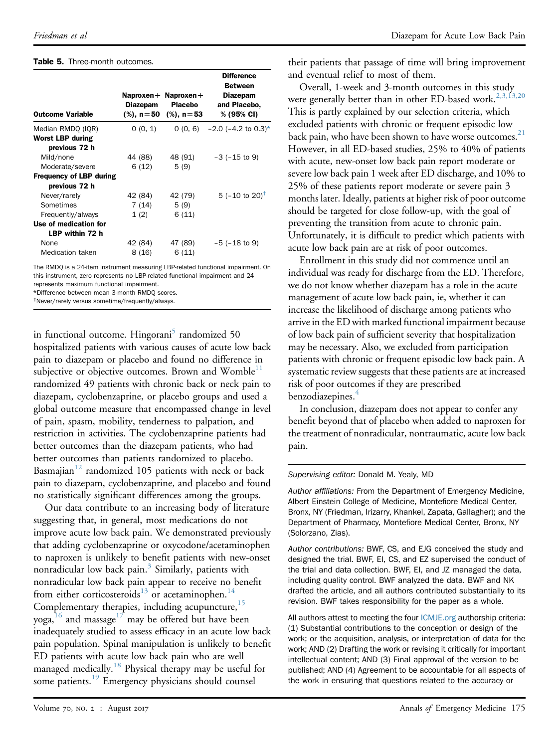**Table 5.** Three-month outcomes.

| Outcome Variable | Naproxen+ Diazepam (%), n=50 | Naproxen+ Placebo (%), n=53 | Difference Between Diazepam and Placebo, % (95% CI) |
|---|---|---|---|
| Median RMDQ (IQR) | 0 (0, 1) | 0 (0, 6) | −2.0 (−4.2 to 0.3)* |
| **Worst LBP during previous 72 h** | | | |
| Mild/none | 44 (88) | 48 (91) | −3 (−15 to 9) |
| Moderate/severe | 6 (12) | 5 (9) | |
| **Frequency of LBP during previous 72 h** | | | |
| Never/rarely | 42 (84) | 42 (79) | 5 (−10 to 20)† |
| Sometimes | 7 (14) | 5 (9) | |
| Frequently/always | 1 (2) | 6 (11) | |
| **Use of medication for LBP within 72 h** | | | |
| None | 42 (84) | 47 (89) | −5 (−18 to 9) |
| Medication taken | 8 (16) | 6 (11) | |

The RMDQ is a 24-item instrument measuring LBP-related functional impairment. On this instrument, zero represents no LBP-related functional impairment and 24 represents maximum functional impairment.
*Difference between mean 3-month RMDQ scores.
†Never/rarely versus sometime/frequently/always.

in functional outcome. Hingorani[5] randomized 50 hospitalized patients with various causes of acute low back pain to diazepam or placebo and found no difference in subjective or objective outcomes. Brown and Womble[11] randomized 49 patients with chronic back or neck pain to diazepam, cyclobenzaprine, or placebo groups and used a global outcome measure that encompassed change in level of pain, spasm, mobility, tenderness to palpation, and restriction in activities. The cyclobenzaprine patients had better outcomes than the diazepam patients, who had better outcomes than patients randomized to placebo. Basmajian[12] randomized 105 patients with neck or back pain to diazepam, cyclobenzaprine, and placebo and found no statistically significant differences among the groups.

Our data contribute to an increasing body of literature suggesting that, in general, most medications do not improve acute low back pain. We demonstrated previously that adding cyclobenzaprine or oxycodone/acetaminophen to naproxen is unlikely to benefit patients with new-onset nonradicular low back pain.[3] Similarly, patients with nonradicular low back pain appear to receive no benefit from either corticosteroids[13] or acetaminophen.[14] Complementary therapies, including acupuncture,[15] yoga,[16] and massage[17] may be offered but have been inadequately studied to assess efficacy in an acute low back pain population. Spinal manipulation is unlikely to benefit ED patients with acute low back pain who are well managed medically.[18] Physical therapy may be useful for some patients.[19] Emergency physicians should counsel their patients that passage of time will bring improvement and eventual relief to most of them.

Overall, 1-week and 3-month outcomes in this study were generally better than in other ED-based work.[2,3,13,20] This is partly explained by our selection criteria, which excluded patients with chronic or frequent episodic low back pain, who have been shown to have worse outcomes.[21] However, in all ED-based studies, 25% to 40% of patients with acute, new-onset low back pain report moderate or severe low back pain 1 week after ED discharge, and 10% to 25% of these patients report moderate or severe pain 3 months later. Ideally, patients at higher risk of poor outcome should be targeted for close follow-up, with the goal of preventing the transition from acute to chronic pain. Unfortunately, it is difficult to predict which patients with acute low back pain are at risk of poor outcomes.

Enrollment in this study did not commence until an individual was ready for discharge from the ED. Therefore, we do not know whether diazepam has a role in the acute management of acute low back pain, ie, whether it can increase the likelihood of discharge among patients who arrive in the ED with marked functional impairment because of low back pain of sufficient severity that hospitalization may be necessary. Also, we excluded from participation patients with chronic or frequent episodic low back pain. A systematic review suggests that these patients are at increased risk of poor outcomes if they are prescribed benzodiazepines.[4]

In conclusion, diazepam does not appear to confer any benefit beyond that of placebo when added to naproxen for the treatment of nonradicular, nontraumatic, acute low back pain.

*Supervising editor:* Donald M. Yealy, MD

*Author affiliations:* From the Department of Emergency Medicine, Albert Einstein College of Medicine, Montefiore Medical Center, Bronx, NY (Friedman, Irizarry, Khankel, Zapata, Gallagher); and the Department of Pharmacy, Montefiore Medical Center, Bronx, NY (Solorzano, Zias).

*Author contributions:* BWF, CS, and EJG conceived the study and designed the trial. BWF, EI, CS, and EZ supervised the conduct of the trial and data collection. BWF, EI, and JZ managed the data, including quality control. BWF analyzed the data. BWF and NK drafted the article, and all authors contributed substantially to its revision. BWF takes responsibility for the paper as a whole.

All authors attest to meeting the four ICMJE.org authorship criteria: (1) Substantial contributions to the conception or design of the work; or the acquisition, analysis, or interpretation of data for the work; AND (2) Drafting the work or revising it critically for important intellectual content; AND (3) Final approval of the version to be published; AND (4) Agreement to be accountable for all aspects of the work in ensuring that questions related to the accuracy or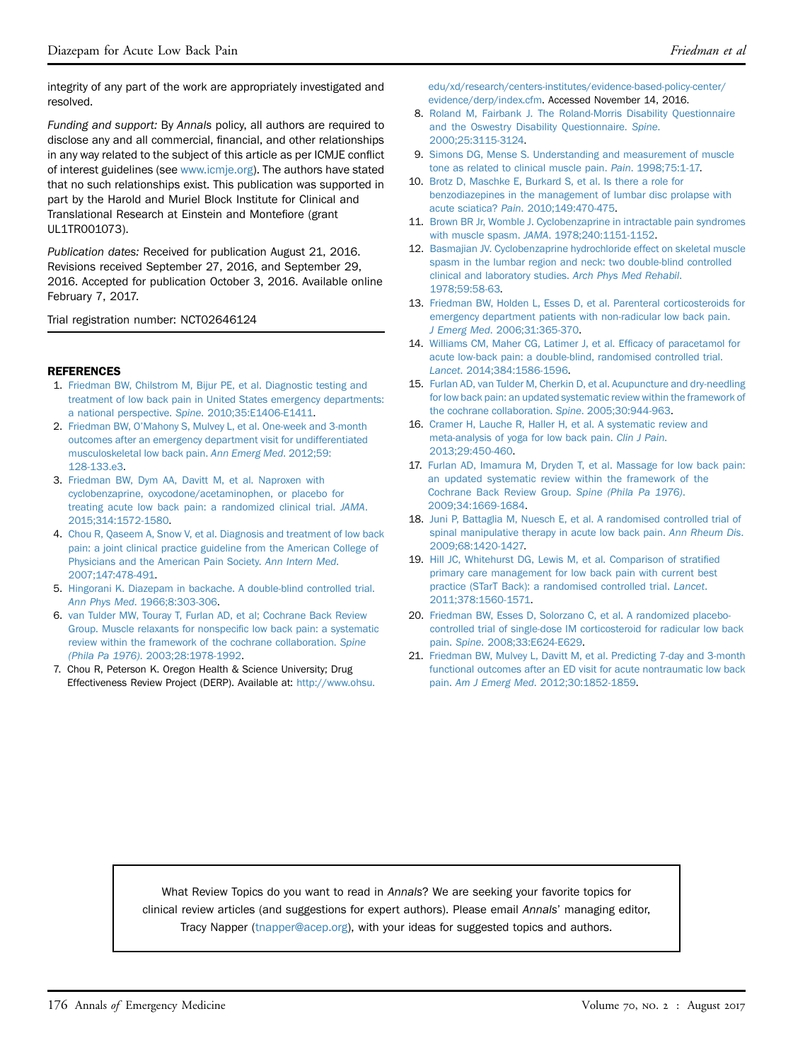integrity of any part of the work are appropriately investigated and resolved.

*Funding and support:* By *Annals* policy, all authors are required to disclose any and all commercial, financial, and other relationships in any way related to the subject of this article as per ICMJE conflict of interest guidelines (see www.icmje.org). The authors have stated that no such relationships exist. This publication was supported in part by the Harold and Muriel Block Institute for Clinical and Translational Research at Einstein and Montefiore (grant UL1TR001073).

*Publication dates:* Received for publication August 21, 2016. Revisions received September 27, 2016, and September 29, 2016. Accepted for publication October 3, 2016. Available online February 7, 2017.

Trial registration number: NCT02646124

## REFERENCES

1. Friedman BW, Chilstrom M, Bijur PE, et al. Diagnostic testing and treatment of low back pain in United States emergency departments: a national perspective. *Spine*. 2010;35:E1406-E1411.
2. Friedman BW, O'Mahony S, Mulvey L, et al. One-week and 3-month outcomes after an emergency department visit for undifferentiated musculoskeletal low back pain. *Ann Emerg Med*. 2012;59:128-133.e3.
3. Friedman BW, Dym AA, Davitt M, et al. Naproxen with cyclobenzaprine, oxycodone/acetaminophen, or placebo for treating acute low back pain: a randomized clinical trial. *JAMA*. 2015;314:1572-1580.
4. Chou R, Qaseem A, Snow V, et al. Diagnosis and treatment of low back pain: a joint clinical practice guideline from the American College of Physicians and the American Pain Society. *Ann Intern Med*. 2007;147:478-491.
5. Hingorani K. Diazepam in backache. A double-blind controlled trial. *Ann Phys Med*. 1966;8:303-306.
6. van Tulder MW, Touray T, Furlan AD, et al; Cochrane Back Review Group. Muscle relaxants for nonspecific low back pain: a systematic review within the framework of the cochrane collaboration. *Spine (Phila Pa 1976)*. 2003;28:1978-1992.
7. Chou R, Peterson K. Oregon Health & Science University; Drug Effectiveness Review Project (DERP). Available at: http://www.ohsu.edu/xd/research/centers-institutes/evidence-based-policy-center/evidence/derp/index.cfm. Accessed November 14, 2016.
8. Roland M, Fairbank J. The Roland-Morris Disability Questionnaire and the Oswestry Disability Questionnaire. *Spine*. 2000;25:3115-3124.
9. Simons DG, Mense S. Understanding and measurement of muscle tone as related to clinical muscle pain. *Pain*. 1998;75:1-17.
10. Brotz D, Maschke E, Burkard S, et al. Is there a role for benzodiazepines in the management of lumbar disc prolapse with acute sciatica? *Pain*. 2010;149:470-475.
11. Brown BR Jr, Womble J. Cyclobenzaprine in intractable pain syndromes with muscle spasm. *JAMA*. 1978;240:1151-1152.
12. Basmajian JV. Cyclobenzaprine hydrochloride effect on skeletal muscle spasm in the lumbar region and neck: two double-blind controlled clinical and laboratory studies. *Arch Phys Med Rehabil*. 1978;59:58-63.
13. Friedman BW, Holden L, Esses D, et al. Parenteral corticosteroids for emergency department patients with non-radicular low back pain. *J Emerg Med*. 2006;31:365-370.
14. Williams CM, Maher CG, Latimer J, et al. Efficacy of paracetamol for acute low-back pain: a double-blind, randomised controlled trial. *Lancet*. 2014;384:1586-1596.
15. Furlan AD, van Tulder M, Cherkin D, et al. Acupuncture and dry-needling for low back pain: an updated systematic review within the framework of the cochrane collaboration. *Spine*. 2005;30:944-963.
16. Cramer H, Lauche R, Haller H, et al. A systematic review and meta-analysis of yoga for low back pain. *Clin J Pain*. 2013;29:450-460.
17. Furlan AD, Imamura M, Dryden T, et al. Massage for low back pain: an updated systematic review within the framework of the Cochrane Back Review Group. *Spine (Phila Pa 1976)*. 2009;34:1669-1684.
18. Juni P, Battaglia M, Nuesch E, et al. A randomised controlled trial of spinal manipulative therapy in acute low back pain. *Ann Rheum Dis*. 2009;68:1420-1427.
19. Hill JC, Whitehurst DG, Lewis M, et al. Comparison of stratified primary care management for low back pain with current best practice (STarT Back): a randomised controlled trial. *Lancet*. 2011;378:1560-1571.
20. Friedman BW, Esses D, Solorzano C, et al. A randomized placebo-controlled trial of single-dose IM corticosteroid for radicular low back pain. *Spine*. 2008;33:E624-E629.
21. Friedman BW, Mulvey L, Davitt M, et al. Predicting 7-day and 3-month functional outcomes after an ED visit for acute nontraumatic low back pain. *Am J Emerg Med*. 2012;30:1852-1859.

What Review Topics do you want to read in *Annals*? We are seeking your favorite topics for clinical review articles (and suggestions for expert authors). Please email *Annals*' managing editor, Tracy Napper (tnapper@acep.org), with your ideas for suggested topics and authors.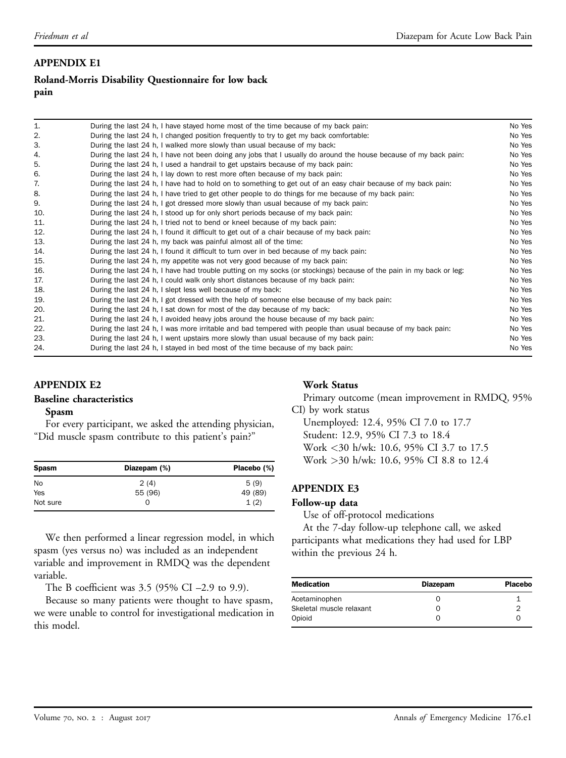## APPENDIX E1

### Roland-Morris Disability Questionnaire for low back pain

| | | |
|---|---|---|
| 1. | During the last 24 h, I have stayed home most of the time because of my back pain: | No Yes |
| 2. | During the last 24 h, I changed position frequently to try to get my back comfortable: | No Yes |
| 3. | During the last 24 h, I walked more slowly than usual because of my back: | No Yes |
| 4. | During the last 24 h, I have not been doing any jobs that I usually do around the house because of my back pain: | No Yes |
| 5. | During the last 24 h, I used a handrail to get upstairs because of my back pain: | No Yes |
| 6. | During the last 24 h, I lay down to rest more often because of my back pain: | No Yes |
| 7. | During the last 24 h, I have had to hold on to something to get out of an easy chair because of my back pain: | No Yes |
| 8. | During the last 24 h, I have tried to get other people to do things for me because of my back pain: | No Yes |
| 9. | During the last 24 h, I got dressed more slowly than usual because of my back pain: | No Yes |
| 10. | During the last 24 h, I stood up for only short periods because of my back pain: | No Yes |
| 11. | During the last 24 h, I tried not to bend or kneel because of my back pain: | No Yes |
| 12. | During the last 24 h, I found it difficult to get out of a chair because of my back pain: | No Yes |
| 13. | During the last 24 h, my back was painful almost all of the time: | No Yes |
| 14. | During the last 24 h, I found it difficult to turn over in bed because of my back pain: | No Yes |
| 15. | During the last 24 h, my appetite was not very good because of my back pain: | No Yes |
| 16. | During the last 24 h, I have had trouble putting on my socks (or stockings) because of the pain in my back or leg: | No Yes |
| 17. | During the last 24 h, I could walk only short distances because of my back pain: | No Yes |
| 18. | During the last 24 h, I slept less well because of my back: | No Yes |
| 19. | During the last 24 h, I got dressed with the help of someone else because of my back pain: | No Yes |
| 20. | During the last 24 h, I sat down for most of the day because of my back: | No Yes |
| 21. | During the last 24 h, I avoided heavy jobs around the house because of my back pain: | No Yes |
| 22. | During the last 24 h, I was more irritable and bad tempered with people than usual because of my back pain: | No Yes |
| 23. | During the last 24 h, I went upstairs more slowly than usual because of my back pain: | No Yes |
| 24. | During the last 24 h, I stayed in bed most of the time because of my back pain: | No Yes |

## APPENDIX E2

### Baseline characteristics

#### Spasm

For every participant, we asked the attending physician, "Did muscle spasm contribute to this patient's pain?"

| Spasm | Diazepam (%) | Placebo (%) |
|---|---|---|
| No | 2 (4) | 5 (9) |
| Yes | 55 (96) | 49 (89) |
| Not sure | 0 | 1 (2) |

We then performed a linear regression model, in which spasm (yes versus no) was included as an independent variable and improvement in RMDQ was the dependent variable.

The B coefficient was 3.5 (95% CI –2.9 to 9.9).

Because so many patients were thought to have spasm, we were unable to control for investigational medication in this model.

#### Work Status

Primary outcome (mean improvement in RMDQ, 95% CI) by work status

Unemployed: 12.4, 95% CI 7.0 to 17.7

Student: 12.9, 95% CI 7.3 to 18.4

Work <30 h/wk: 10.6, 95% CI 3.7 to 17.5

Work >30 h/wk: 10.6, 95% CI 8.8 to 12.4

## APPENDIX E3

### Follow-up data

Use of off-protocol medications

At the 7-day follow-up telephone call, we asked participants what medications they had used for LBP within the previous 24 h.

| Medication | Diazepam | Placebo |
|---|---|---|
| Acetaminophen | 0 | 1 |
| Skeletal muscle relaxant | 0 | 2 |
| Opioid | 0 | 0 |